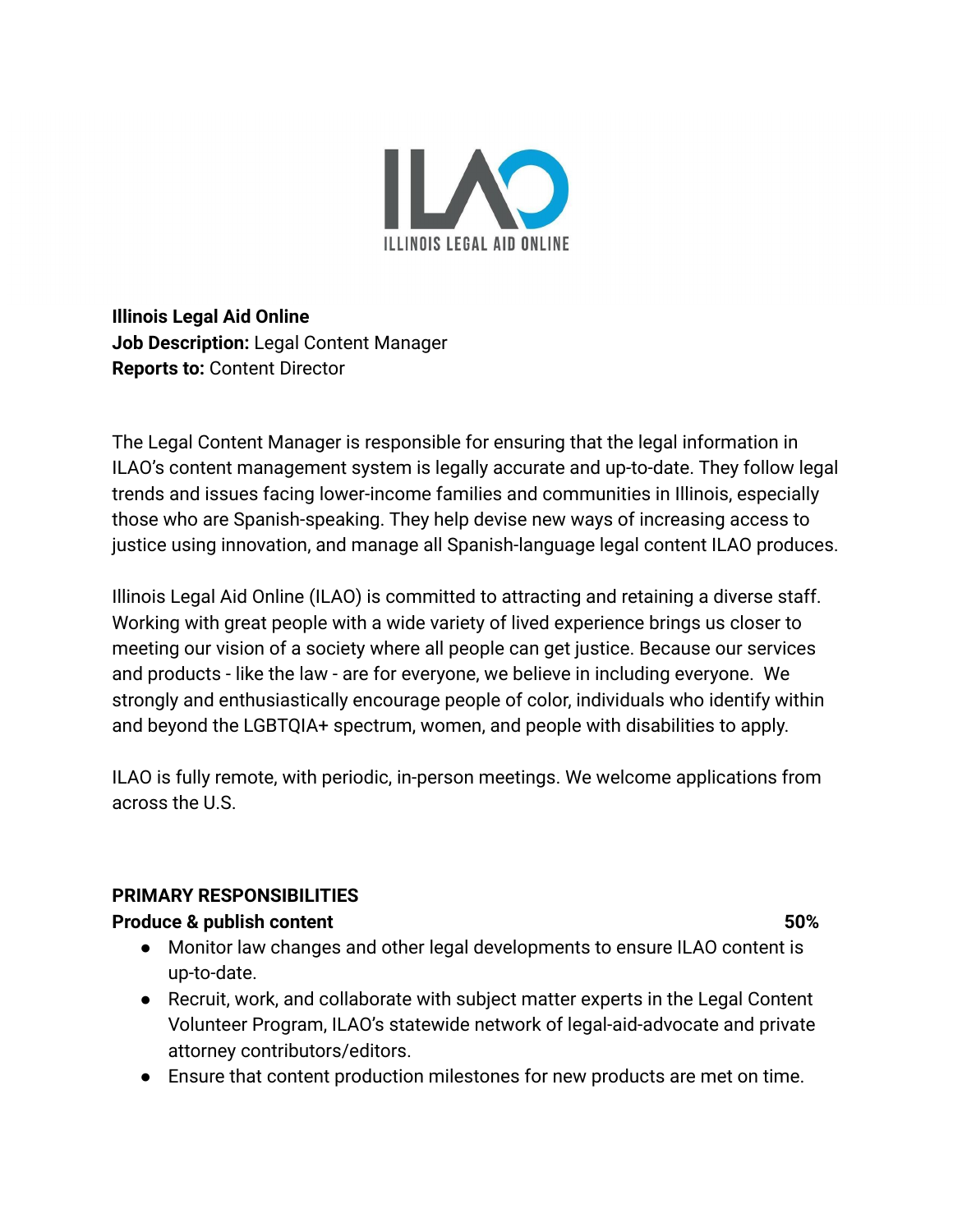**Illinois Legal Aid Online**
**Job Description:** Legal Content Manager
**Reports to:** Content Director

The Legal Content Manager is responsible for ensuring that the legal information in ILAO's content management system is legally accurate and up-to-date. They follow legal trends and issues facing lower-income families and communities in Illinois, especially those who are Spanish-speaking. They help devise new ways of increasing access to justice using innovation, and manage all Spanish-language legal content ILAO produces.

Illinois Legal Aid Online (ILAO) is committed to attracting and retaining a diverse staff. Working with great people with a wide variety of lived experience brings us closer to meeting our vision of a society where all people can get justice. Because our services and products - like the law - are for everyone, we believe in including everyone. We strongly and enthusiastically encourage people of color, individuals who identify within and beyond the LGBTQIA+ spectrum, women, and people with disabilities to apply.

ILAO is fully remote, with periodic, in-person meetings. We welcome applications from across the U.S.

## PRIMARY RESPONSIBILITIES

**Produce & publish content** **50%**

- Monitor law changes and other legal developments to ensure ILAO content is up-to-date.
- Recruit, work, and collaborate with subject matter experts in the Legal Content Volunteer Program, ILAO's statewide network of legal-aid-advocate and private attorney contributors/editors.
- Ensure that content production milestones for new products are met on time.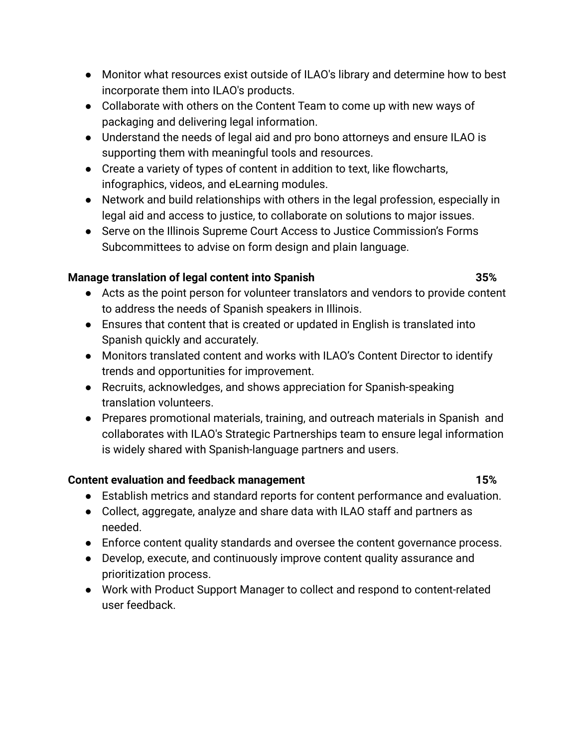- Monitor what resources exist outside of ILAO's library and determine how to best incorporate them into ILAO's products.
- Collaborate with others on the Content Team to come up with new ways of packaging and delivering legal information.
- Understand the needs of legal aid and pro bono attorneys and ensure ILAO is supporting them with meaningful tools and resources.
- Create a variety of types of content in addition to text, like flowcharts, infographics, videos, and eLearning modules.
- Network and build relationships with others in the legal profession, especially in legal aid and access to justice, to collaborate on solutions to major issues.
- Serve on the Illinois Supreme Court Access to Justice Commission's Forms Subcommittees to advise on form design and plain language.

**Manage translation of legal content into Spanish** **35%**

- Acts as the point person for volunteer translators and vendors to provide content to address the needs of Spanish speakers in Illinois.
- Ensures that content that is created or updated in English is translated into Spanish quickly and accurately.
- Monitors translated content and works with ILAO's Content Director to identify trends and opportunities for improvement.
- Recruits, acknowledges, and shows appreciation for Spanish-speaking translation volunteers.
- Prepares promotional materials, training, and outreach materials in Spanish and collaborates with ILAO's Strategic Partnerships team to ensure legal information is widely shared with Spanish-language partners and users.

**Content evaluation and feedback management** **15%**

- Establish metrics and standard reports for content performance and evaluation.
- Collect, aggregate, analyze and share data with ILAO staff and partners as needed.
- Enforce content quality standards and oversee the content governance process.
- Develop, execute, and continuously improve content quality assurance and prioritization process.
- Work with Product Support Manager to collect and respond to content-related user feedback.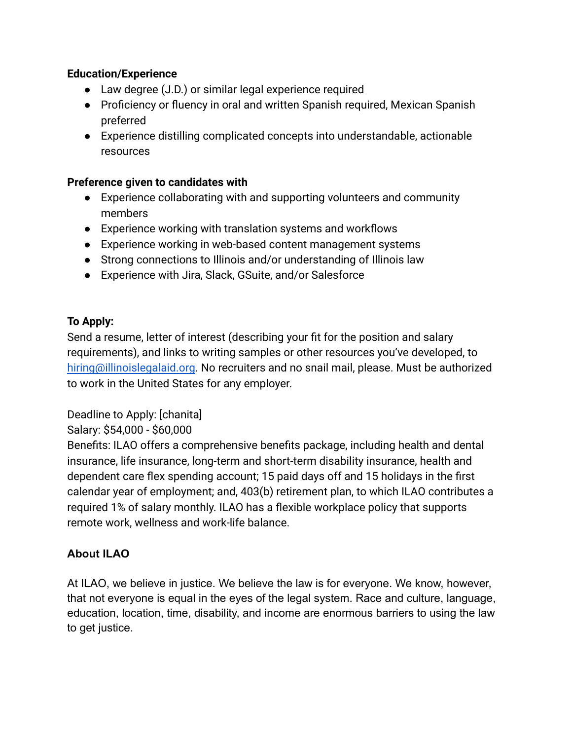**Education/Experience**

- Law degree (J.D.) or similar legal experience required
- Proficiency or fluency in oral and written Spanish required, Mexican Spanish preferred
- Experience distilling complicated concepts into understandable, actionable resources

**Preference given to candidates with**

- Experience collaborating with and supporting volunteers and community members
- Experience working with translation systems and workflows
- Experience working in web-based content management systems
- Strong connections to Illinois and/or understanding of Illinois law
- Experience with Jira, Slack, GSuite, and/or Salesforce

**To Apply:**

Send a resume, letter of interest (describing your fit for the position and salary requirements), and links to writing samples or other resources you've developed, to [hiring@illinoislegalaid.org](mailto:hiring@illinoislegalaid.org). No recruiters and no snail mail, please. Must be authorized to work in the United States for any employer.

Deadline to Apply: [chanita]

Salary: $54,000 - $60,000

Benefits: ILAO offers a comprehensive benefits package, including health and dental insurance, life insurance, long-term and short-term disability insurance, health and dependent care flex spending account; 15 paid days off and 15 holidays in the first calendar year of employment; and, 403(b) retirement plan, to which ILAO contributes a required 1% of salary monthly. ILAO has a flexible workplace policy that supports remote work, wellness and work-life balance.

## About ILAO

At ILAO, we believe in justice. We believe the law is for everyone. We know, however, that not everyone is equal in the eyes of the legal system. Race and culture, language, education, location, time, disability, and income are enormous barriers to using the law to get justice.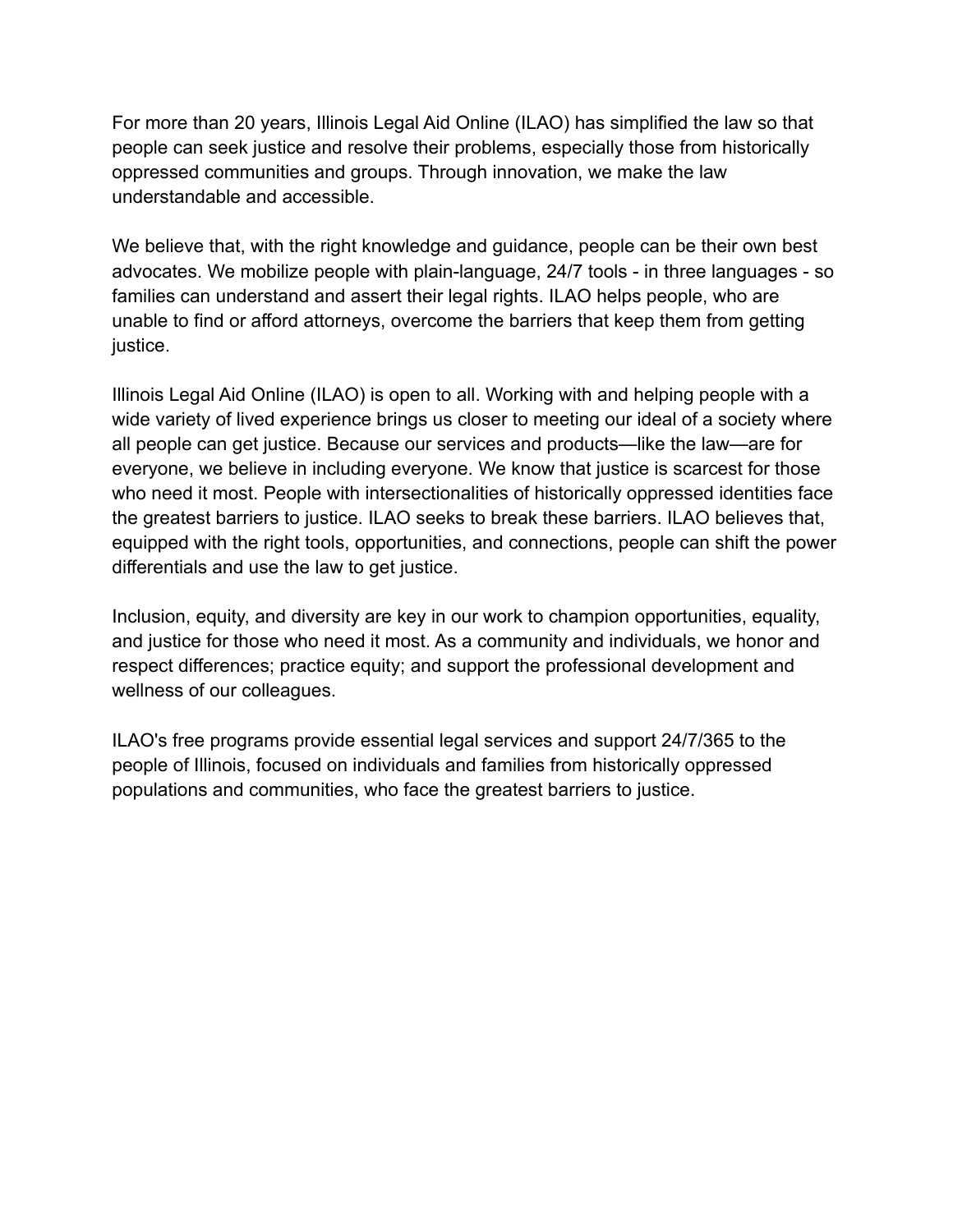For more than 20 years, Illinois Legal Aid Online (ILAO) has simplified the law so that people can seek justice and resolve their problems, especially those from historically oppressed communities and groups. Through innovation, we make the law understandable and accessible.

We believe that, with the right knowledge and guidance, people can be their own best advocates. We mobilize people with plain-language, 24/7 tools - in three languages - so families can understand and assert their legal rights. ILAO helps people, who are unable to find or afford attorneys, overcome the barriers that keep them from getting justice.

Illinois Legal Aid Online (ILAO) is open to all. Working with and helping people with a wide variety of lived experience brings us closer to meeting our ideal of a society where all people can get justice. Because our services and products—like the law—are for everyone, we believe in including everyone. We know that justice is scarcest for those who need it most. People with intersectionalities of historically oppressed identities face the greatest barriers to justice. ILAO seeks to break these barriers. ILAO believes that, equipped with the right tools, opportunities, and connections, people can shift the power differentials and use the law to get justice.

Inclusion, equity, and diversity are key in our work to champion opportunities, equality, and justice for those who need it most. As a community and individuals, we honor and respect differences; practice equity; and support the professional development and wellness of our colleagues.

ILAO's free programs provide essential legal services and support 24/7/365 to the people of Illinois, focused on individuals and families from historically oppressed populations and communities, who face the greatest barriers to justice.